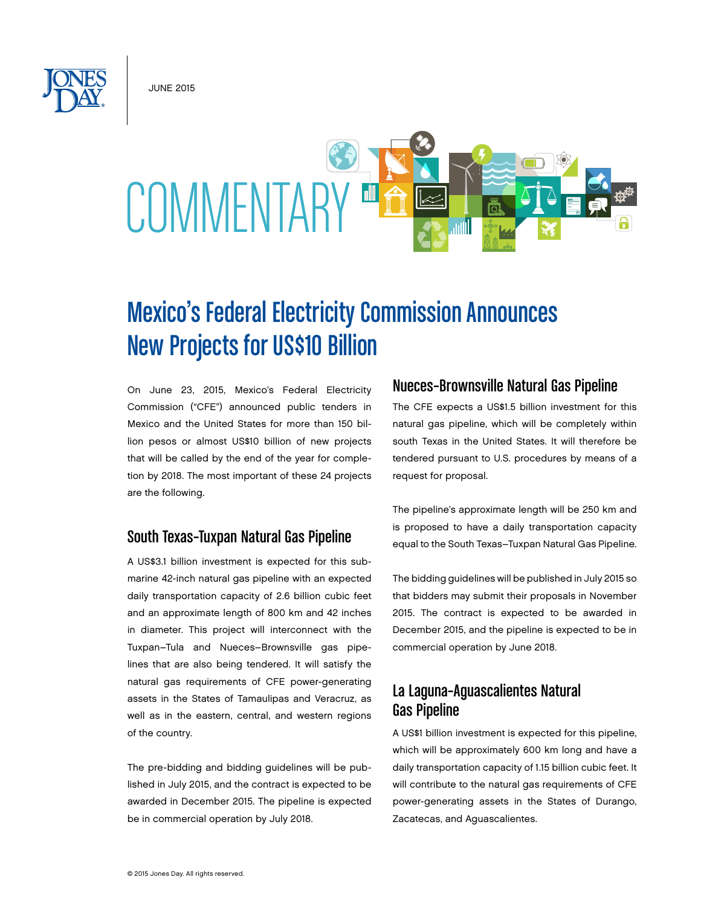JUNE 2015

COMMENTARY

# Mexico's Federal Electricity Commission Announces New Project for US$10 Billion

On June 23, 2015, Mexico's Federal Electricity Commission ("CFE") announced public tenders in Mexico and the United States for more than 150 billion pesos or almost US$10 billion of new projects that will be called by the end of the year for completion by 2018. The most important of these 24 projects are the following.

## South Texas-Tuxpan Natural Gas Pipeline

A US$3.1 billion investment is expected for this submarine 42-inch natural gas pipeline with an expected daily transportation capacity of 2.6 billion cubic feet and an approximate length of 800 km and 42 inches in diameter. This project will interconnect with the Tuxpan–Tula and Nueces–Brownsville gas pipelines that are also being tendered. It will satisfy the natural gas requirements of CFE power-generating assets in the States of Tamaulipas and Veracruz, as well as in the eastern, central, and western regions of the country.

The pre-bidding and bidding guidelines will be published in July 2015, and the contract is expected to be awarded in December 2015. The pipeline is expected be in commercial operation by July 2018.

## Nueces-Brownsville Natural Gas Pipeline

The CFE expects a US$1.5 billion investment for this natural gas pipeline, which will be completely within south Texas in the United States. It will therefore be tendered pursuant to U.S. procedures by means of a request for proposal.

The pipeline's approximate length will be 250 km and is proposed to have a daily transportation capacity equal to the South Texas–Tuxpan Natural Gas Pipeline.

The bidding guidelines will be published in July 2015 so that bidders may submit their proposals in November 2015. The contract is expected to be awarded in December 2015, and the pipeline is expected to be in commercial operation by June 2018.

## La Laguna-Aguascalientes Natural Gas Pipeline

A US$1 billion investment is expected for this pipeline, which will be approximately 600 km long and have a daily transportation capacity of 1.15 billion cubic feet. It will contribute to the natural gas requirements of CFE power-generating assets in the States of Durango, Zacatecas, and Aguascalientes.

© 2015 Jones Day. All rights reserved.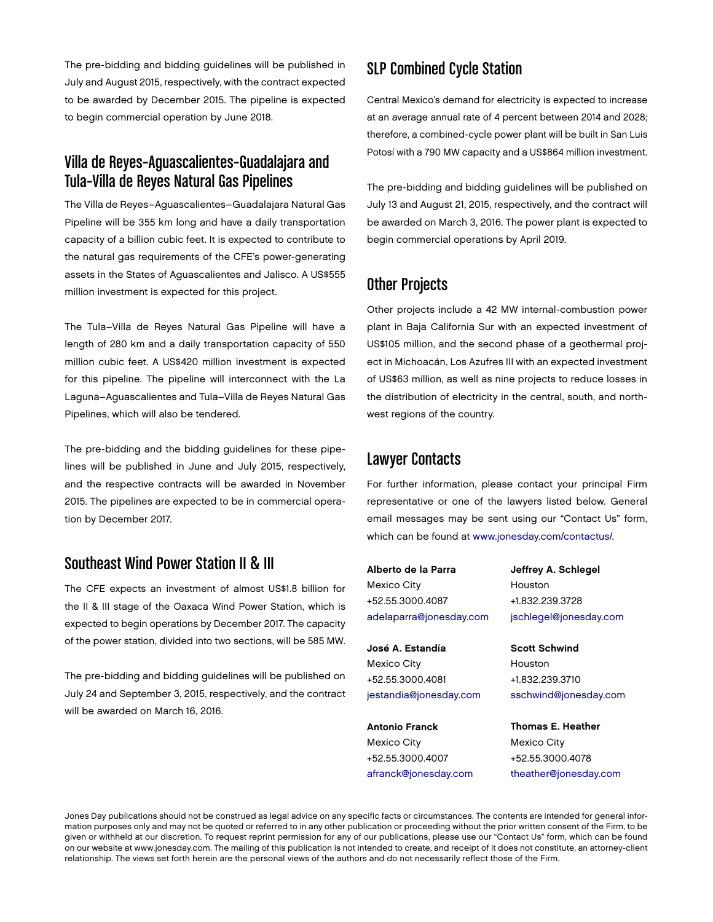The pre-bidding and bidding guidelines will be published in July and August 2015, respectively, with the contract expected to be awarded by December 2015. The pipeline is expected to begin commercial operation by June 2018.

## Villa de Reyes-Aguascalientes-Guadalajara and Tula-Villa de Reyes Natural Gas Pipelines

The Villa de Reyes–Aguascalientes–Guadalajara Natural Gas Pipeline will be 355 km long and have a daily transportation capacity of a billion cubic feet. It is expected to contribute to the natural gas requirements of the CFE's power-generating assets in the States of Aguascalientes and Jalisco. A US$555 million investment is expected for this project.

The Tula–Villa de Reyes Natural Gas Pipeline will have a length of 280 km and a daily transportation capacity of 550 million cubic feet. A US$420 million investment is expected for this pipeline. The pipeline will interconnect with the La Laguna–Aguascalientes and Tula–Villa de Reyes Natural Gas Pipelines, which will also be tendered.

The pre-bidding and the bidding guidelines for these pipelines will be published in June and July 2015, respectively, and the respective contracts will be awarded in November 2015. The pipelines are expected to be in commercial operation by December 2017.

## Southeast Wind Power Station II & III

The CFE expects an investment of almost US$1.8 billion for the II & III stage of the Oaxaca Wind Power Station, which is expected to begin operations by December 2017. The capacity of the power station, divided into two sections, will be 585 MW.

The pre-bidding and bidding guidelines will be published on July 24 and September 3, 2015, respectively, and the contract will be awarded on March 16, 2016.

## SLP Combined Cycle Station

Central Mexico's demand for electricity is expected to increase at an average annual rate of 4 percent between 2014 and 2028; therefore, a combined-cycle power plant will be built in San Luis Potosí with a 790 MW capacity and a US$864 million investment.

The pre-bidding and bidding guidelines will be published on July 13 and August 21, 2015, respectively, and the contract will be awarded on March 3, 2016. The power plant is expected to begin commercial operations by April 2019.

## Other Projects

Other projects include a 42 MW internal-combustion power plant in Baja California Sur with an expected investment of US$105 million, and the second phase of a geothermal project in Michoacán, Los Azufres III with an expected investment of US$63 million, as well as nine projects to reduce losses in the distribution of electricity in the central, south, and northwest regions of the country.

## Lawyer Contacts

For further information, please contact your principal Firm representative or one of the lawyers listed below. General email messages may be sent using our "Contact Us" form, which can be found at www.jonesday.com/contactus/.

**Alberto de la Parra**
Mexico City
+52.55.3000.4087
adelaparra@jonesday.com

**José A. Estandía**
Mexico City
+52.55.3000.4081
jestandia@jonesday.com

**Antonio Franck**
Mexico City
+52.55.3000.4007
afranck@jonesday.com

**Jeffrey A. Schlegel**
Houston
+1.832.239.3728
jschlegel@jonesday.com

**Scott Schwind**
Houston
+1.832.239.3710
sschwind@jonesday.com

**Thomas E. Heather**
Mexico City
+52.55.3000.4078
theather@jonesday.com

Jones Day publications should not be construed as legal advice on any specific facts or circumstances. The contents are intended for general information purposes only and may not be quoted or referred to in any other publication or proceeding without the prior written consent of the Firm, to be given or withheld at our discretion. To request reprint permission for any of our publications, please use our "Contact Us" form, which can be found on our website at www.jonesday.com. The mailing of this publication is not intended to create, and receipt of it does not constitute, an attorney-client relationship. The views set forth herein are the personal views of the authors and do not necessarily reflect those of the Firm.